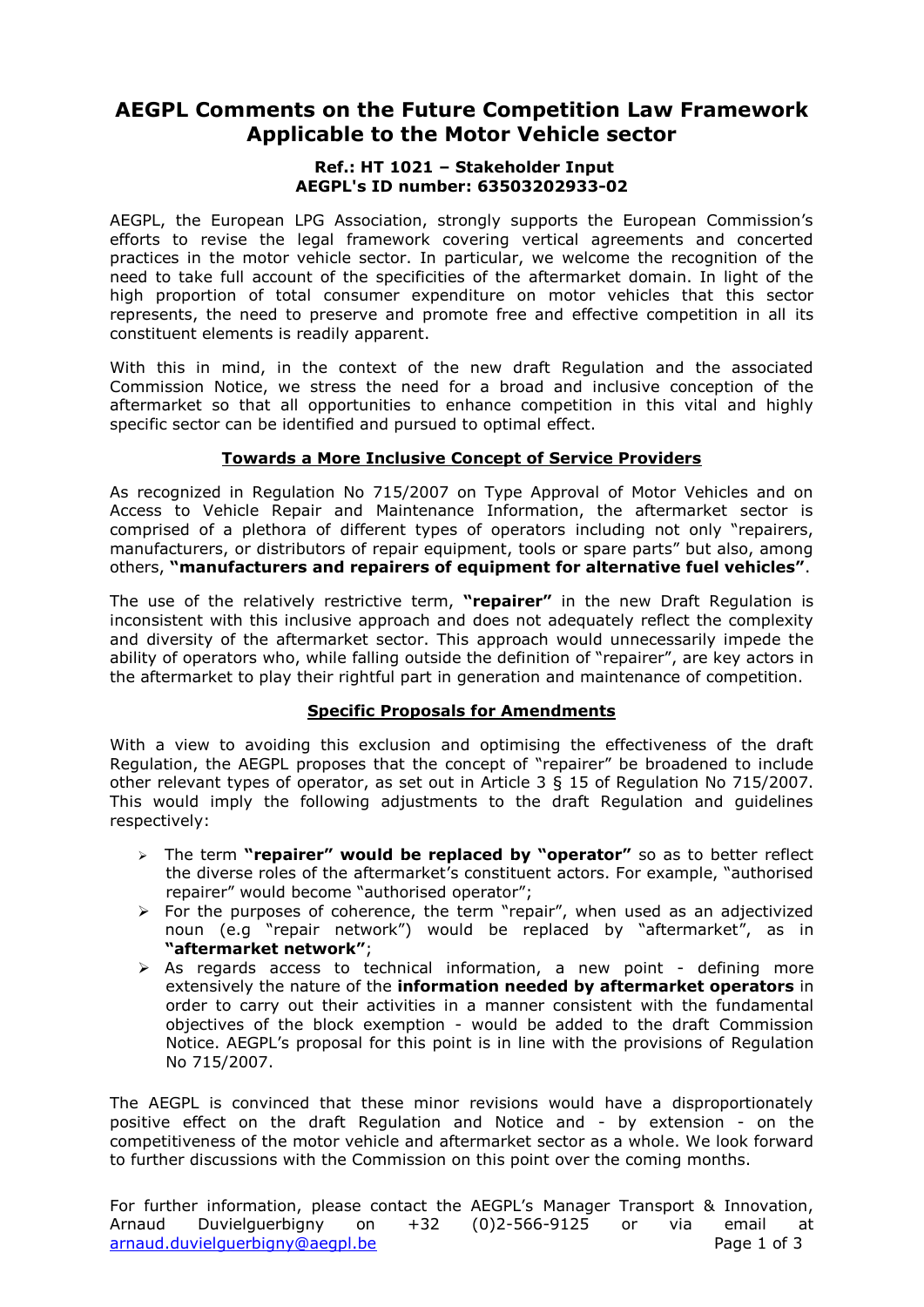# AEGPL Comments on the Future Competition Law Framework Applicable to the Motor Vehicle sector

**Ref.: HT 1021 – Stakeholder Input**
**AEGPL's ID number: 63503202933-02**

AEGPL, the European LPG Association, strongly supports the European Commission's efforts to revise the legal framework covering vertical agreements and concerted practices in the motor vehicle sector. In particular, we welcome the recognition of the need to take full account of the specificities of the aftermarket domain. In light of the high proportion of total consumer expenditure on motor vehicles that this sector represents, the need to preserve and promote free and effective competition in all its constituent elements is readily apparent.

With this in mind, in the context of the new draft Regulation and the associated Commission Notice, we stress the need for a broad and inclusive conception of the aftermarket so that all opportunities to enhance competition in this vital and highly specific sector can be identified and pursued to optimal effect.

## Towards a More Inclusive Concept of Service Providers

As recognized in Regulation No 715/2007 on Type Approval of Motor Vehicles and on Access to Vehicle Repair and Maintenance Information, the aftermarket sector is comprised of a plethora of different types of operators including not only "repairers, manufacturers, or distributors of repair equipment, tools or spare parts" but also, among others, **"manufacturers and repairers of equipment for alternative fuel vehicles"**.

The use of the relatively restrictive term, **"repairer"** in the new Draft Regulation is inconsistent with this inclusive approach and does not adequately reflect the complexity and diversity of the aftermarket sector. This approach would unnecessarily impede the ability of operators who, while falling outside the definition of "repairer", are key actors in the aftermarket to play their rightful part in generation and maintenance of competition.

## Specific Proposals for Amendments

With a view to avoiding this exclusion and optimising the effectiveness of the draft Regulation, the AEGPL proposes that the concept of "repairer" be broadened to include other relevant types of operator, as set out in Article 3 § 15 of Regulation No 715/2007. This would imply the following adjustments to the draft Regulation and guidelines respectively:

- The term **"repairer" would be replaced by "operator"** so as to better reflect the diverse roles of the aftermarket's constituent actors. For example, "authorised repairer" would become "authorised operator";
- For the purposes of coherence, the term "repair", when used as an adjectivized noun (e.g "repair network") would be replaced by "aftermarket", as in **"aftermarket network"**;
- As regards access to technical information, a new point - defining more extensively the nature of the **information needed by aftermarket operators** in order to carry out their activities in a manner consistent with the fundamental objectives of the block exemption - would be added to the draft Commission Notice. AEGPL's proposal for this point is in line with the provisions of Regulation No 715/2007.

The AEGPL is convinced that these minor revisions would have a disproportionately positive effect on the draft Regulation and Notice and - by extension - on the competitiveness of the motor vehicle and aftermarket sector as a whole. We look forward to further discussions with the Commission on this point over the coming months.

For further information, please contact the AEGPL's Manager Transport & Innovation, Arnaud Duvielguerbigny on +32 (0)2-566-9125 or via email at arnaud.duvielguerbigny@aegpl.be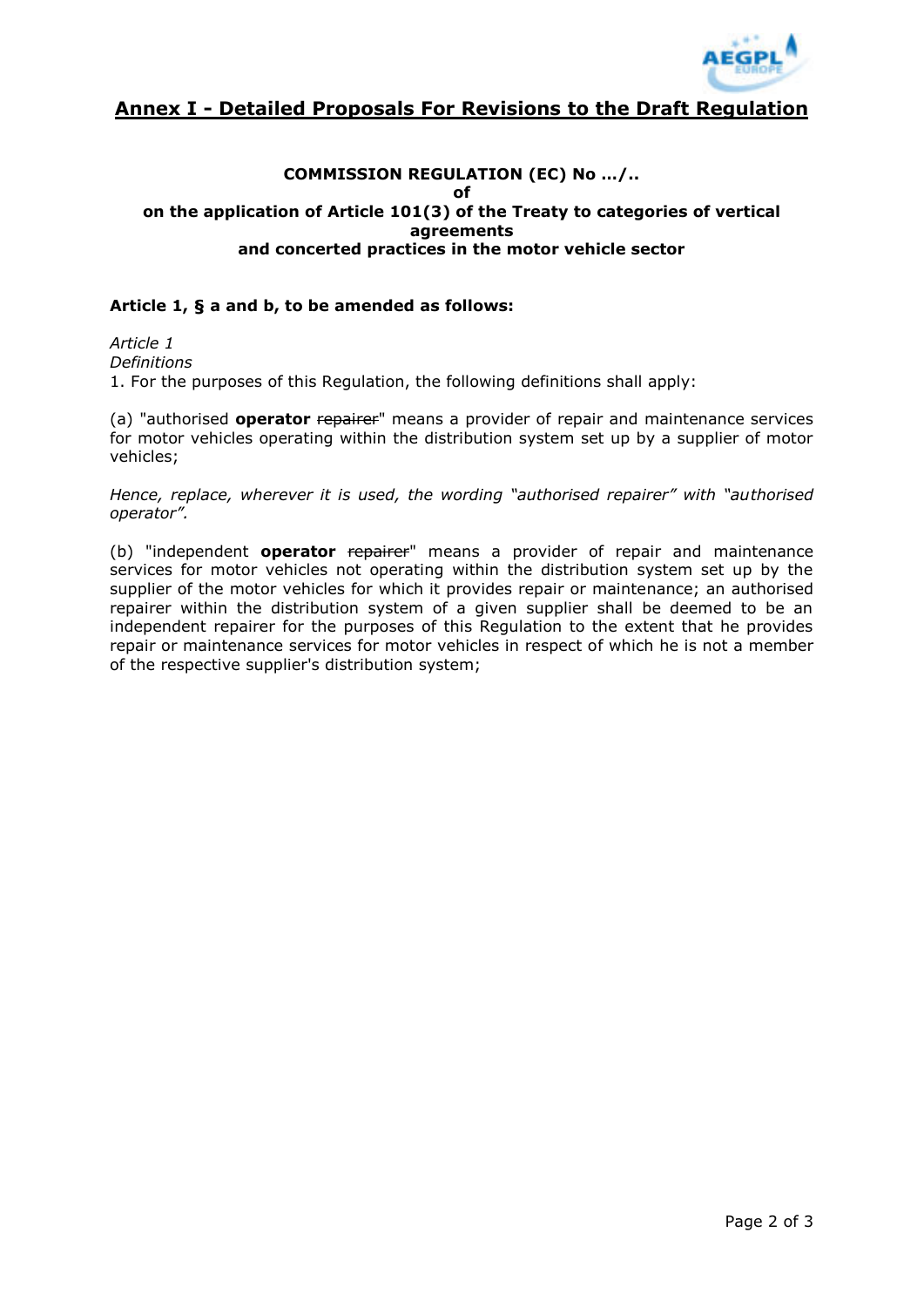## Annex I - Detailed Proposals For Revisions to the Draft Regulation

**COMMISSION REGULATION (EC) No …/..**
**of**
**on the application of Article 101(3) of the Treaty to categories of vertical agreements**
**and concerted practices in the motor vehicle sector**

**Article 1, § a and b, to be amended as follows:**

*Article 1*
*Definitions*
1. For the purposes of this Regulation, the following definitions shall apply:

(a) "authorised **operator** ~~repairer~~" means a provider of repair and maintenance services for motor vehicles operating within the distribution system set up by a supplier of motor vehicles;

*Hence, replace, wherever it is used, the wording "authorised repairer" with "authorised operator".*

(b) "independent **operator** ~~repairer~~" means a provider of repair and maintenance services for motor vehicles not operating within the distribution system set up by the supplier of the motor vehicles for which it provides repair or maintenance; an authorised repairer within the distribution system of a given supplier shall be deemed to be an independent repairer for the purposes of this Regulation to the extent that he provides repair or maintenance services for motor vehicles in respect of which he is not a member of the respective supplier's distribution system;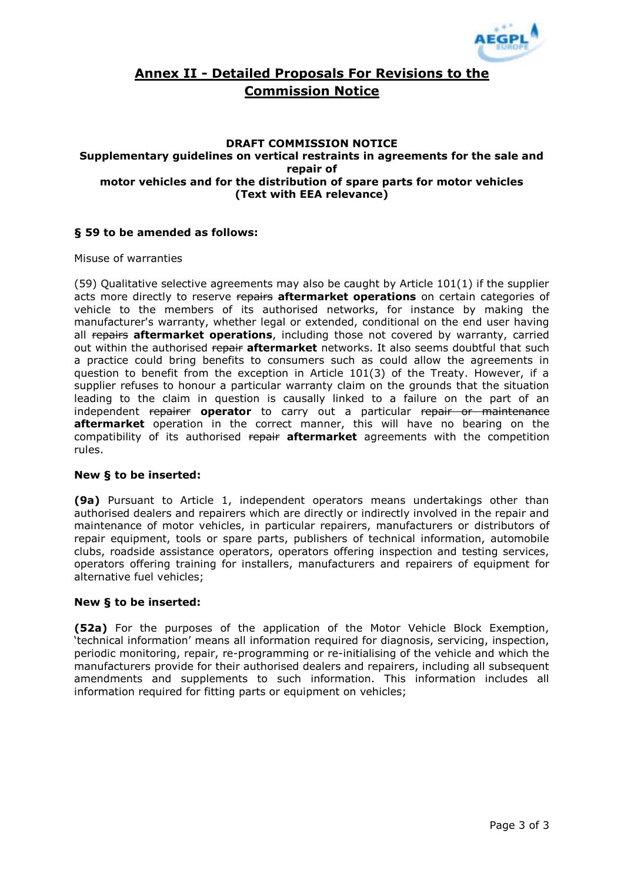# Annex II - Detailed Proposals For Revisions to the Commission Notice

**DRAFT COMMISSION NOTICE**
**Supplementary guidelines on vertical restraints in agreements for the sale and repair of motor vehicles and for the distribution of spare parts for motor vehicles**
**(Text with EEA relevance)**

**§ 59 to be amended as follows:**

Misuse of warranties

(59) Qualitative selective agreements may also be caught by Article 101(1) if the supplier acts more directly to reserve ~~repairs~~ **aftermarket operations** on certain categories of vehicle to the members of its authorised networks, for instance by making the manufacturer's warranty, whether legal or extended, conditional on the end user having all ~~repairs~~ **aftermarket operations**, including those not covered by warranty, carried out within the authorised ~~repair~~ **aftermarket** networks. It also seems doubtful that such a practice could bring benefits to consumers such as could allow the agreements in question to benefit from the exception in Article 101(3) of the Treaty. However, if a supplier refuses to honour a particular warranty claim on the grounds that the situation leading to the claim in question is causally linked to a failure on the part of an independent ~~repairer~~ **operator** to carry out a particular ~~repair or maintenance~~ **aftermarket** operation in the correct manner, this will have no bearing on the compatibility of its authorised ~~repair~~ **aftermarket** agreements with the competition rules.

**New § to be inserted:**

**(9a)** Pursuant to Article 1, independent operators means undertakings other than authorised dealers and repairers which are directly or indirectly involved in the repair and maintenance of motor vehicles, in particular repairers, manufacturers or distributors of repair equipment, tools or spare parts, publishers of technical information, automobile clubs, roadside assistance operators, operators offering inspection and testing services, operators offering training for installers, manufacturers and repairers of equipment for alternative fuel vehicles;

**New § to be inserted:**

**(52a)** For the purposes of the application of the Motor Vehicle Block Exemption, 'technical information' means all information required for diagnosis, servicing, inspection, periodic monitoring, repair, re-programming or re-initialising of the vehicle and which the manufacturers provide for their authorised dealers and repairers, including all subsequent amendments and supplements to such information. This information includes all information required for fitting parts or equipment on vehicles;